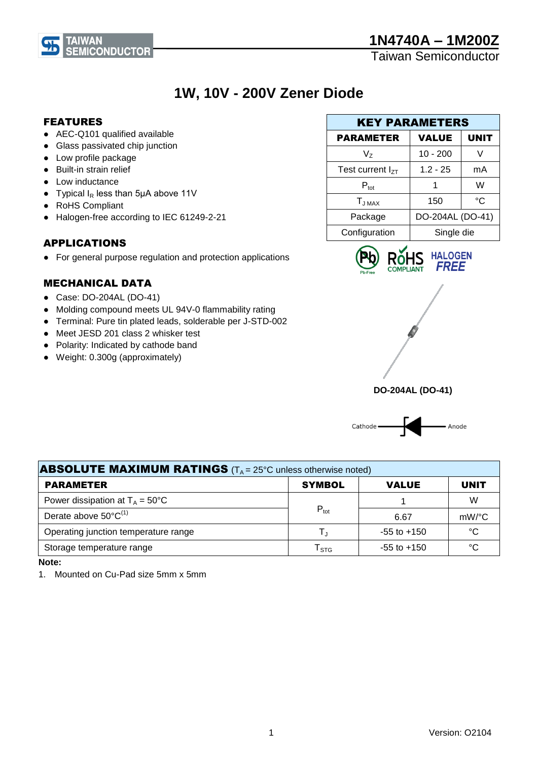# 1N4740A – 1M200Z

Taiwan Semiconductor

## 1W, 10V - 200V Zener Diode

### FEATURES

- AEC-Q101 qualified available
- Glass passivated chip junction
- Low profile package
- Built-in strain relief
- Low inductance
- Typical $I_R$ less than 5μA above 11V
- RoHS Compliant
- Halogen-free according to IEC 61249-2-21

### APPLICATIONS

- For general purpose regulation and protection applications

### MECHANICAL DATA

- Case: DO-204AL (DO-41)
- Molding compound meets UL 94V-0 flammability rating
- Terminal: Pure tin plated leads, solderable per J-STD-002
- Meet JESD 201 class 2 whisker test
- Polarity: Indicated by cathode band
- Weight: 0.300g (approximately)

| KEY PARAMETERS | | |
|---|---|---|
| PARAMETER | VALUE | UNIT |
| $V_Z$ | 10 - 200 | V |
| Test current $I_{ZT}$ | 1.2 - 25 | mA |
| $P_{tot}$ | 1 | W |
| $T_{J\,MAX}$ | 150 | °C |
| Package | DO-204AL (DO-41) | |
| Configuration | Single die | |

DO-204AL (DO-41)

Cathode — Anode

| ABSOLUTE MAXIMUM RATINGS ($T_A$ = 25°C unless otherwise noted) | | | |
|---|---|---|---|
| PARAMETER | SYMBOL | VALUE | UNIT |
| Power dissipation at $T_A$ = 50°C | $P_{tot}$ | 1 | W |
| Derate above 50°C[(1)] | | 6.67 | mW/°C |
| Operating junction temperature range | $T_J$ | -55 to +150 | °C |
| Storage temperature range | $T_{STG}$ | -55 to +150 | °C |

**Note:**

1. Mounted on Cu-Pad size 5mm x 5mm

Version: O2104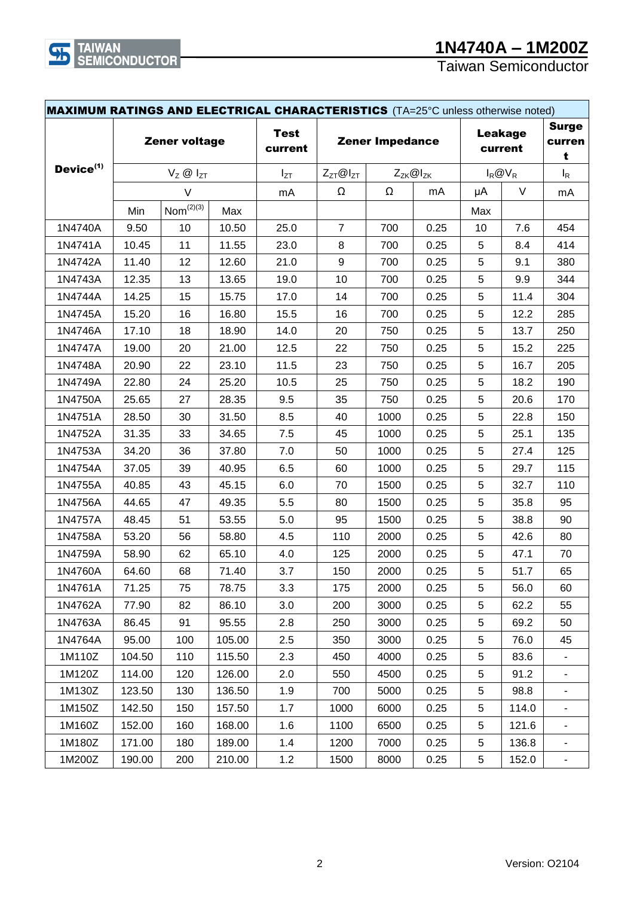## MAXIMUM RATINGS AND ELECTRICAL CHARACTERISTICS (TA=25°C unless otherwise noted)

| Device[1] | Zener voltage | | | Test current | Zener Impedance | | | Leakage current | | Surge current |
|---|---|---|---|---|---|---|---|---|---|---|
| | $V_Z$ @ $I_{ZT}$ | | | $I_{ZT}$ | $Z_{ZT}$@$I_{ZT}$ | $Z_{ZK}$@$I_{ZK}$ | | $I_R$@$V_R$ | | $I_R$ |
| | V | | | mA | Ω | Ω | mA | μA | V | mA |
| | Min | Nom[2][3] | Max | | | | | Max | | |
| 1N4740A | 9.50 | 10 | 10.50 | 25.0 | 7 | 700 | 0.25 | 10 | 7.6 | 454 |
| 1N4741A | 10.45 | 11 | 11.55 | 23.0 | 8 | 700 | 0.25 | 5 | 8.4 | 414 |
| 1N4742A | 11.40 | 12 | 12.60 | 21.0 | 9 | 700 | 0.25 | 5 | 9.1 | 380 |
| 1N4743A | 12.35 | 13 | 13.65 | 19.0 | 10 | 700 | 0.25 | 5 | 9.9 | 344 |
| 1N4744A | 14.25 | 15 | 15.75 | 17.0 | 14 | 700 | 0.25 | 5 | 11.4 | 304 |
| 1N4745A | 15.20 | 16 | 16.80 | 15.5 | 16 | 700 | 0.25 | 5 | 12.2 | 285 |
| 1N4746A | 17.10 | 18 | 18.90 | 14.0 | 20 | 750 | 0.25 | 5 | 13.7 | 250 |
| 1N4747A | 19.00 | 20 | 21.00 | 12.5 | 22 | 750 | 0.25 | 5 | 15.2 | 225 |
| 1N4748A | 20.90 | 22 | 23.10 | 11.5 | 23 | 750 | 0.25 | 5 | 16.7 | 205 |
| 1N4749A | 22.80 | 24 | 25.20 | 10.5 | 25 | 750 | 0.25 | 5 | 18.2 | 190 |
| 1N4750A | 25.65 | 27 | 28.35 | 9.5 | 35 | 750 | 0.25 | 5 | 20.6 | 170 |
| 1N4751A | 28.50 | 30 | 31.50 | 8.5 | 40 | 1000 | 0.25 | 5 | 22.8 | 150 |
| 1N4752A | 31.35 | 33 | 34.65 | 7.5 | 45 | 1000 | 0.25 | 5 | 25.1 | 135 |
| 1N4753A | 34.20 | 36 | 37.80 | 7.0 | 50 | 1000 | 0.25 | 5 | 27.4 | 125 |
| 1N4754A | 37.05 | 39 | 40.95 | 6.5 | 60 | 1000 | 0.25 | 5 | 29.7 | 115 |
| 1N4755A | 40.85 | 43 | 45.15 | 6.0 | 70 | 1500 | 0.25 | 5 | 32.7 | 110 |
| 1N4756A | 44.65 | 47 | 49.35 | 5.5 | 80 | 1500 | 0.25 | 5 | 35.8 | 95 |
| 1N4757A | 48.45 | 51 | 53.55 | 5.0 | 95 | 1500 | 0.25 | 5 | 38.8 | 90 |
| 1N4758A | 53.20 | 56 | 58.80 | 4.5 | 110 | 2000 | 0.25 | 5 | 42.6 | 80 |
| 1N4759A | 58.90 | 62 | 65.10 | 4.0 | 125 | 2000 | 0.25 | 5 | 47.1 | 70 |
| 1N4760A | 64.60 | 68 | 71.40 | 3.7 | 150 | 2000 | 0.25 | 5 | 51.7 | 65 |
| 1N4761A | 71.25 | 75 | 78.75 | 3.3 | 175 | 2000 | 0.25 | 5 | 56.0 | 60 |
| 1N4762A | 77.90 | 82 | 86.10 | 3.0 | 200 | 3000 | 0.25 | 5 | 62.2 | 55 |
| 1N4763A | 86.45 | 91 | 95.55 | 2.8 | 250 | 3000 | 0.25 | 5 | 69.2 | 50 |
| 1N4764A | 95.00 | 100 | 105.00 | 2.5 | 350 | 3000 | 0.25 | 5 | 76.0 | 45 |
| 1M110Z | 104.50 | 110 | 115.50 | 2.3 | 450 | 4000 | 0.25 | 5 | 83.6 | - |
| 1M120Z | 114.00 | 120 | 126.00 | 2.0 | 550 | 4500 | 0.25 | 5 | 91.2 | - |
| 1M130Z | 123.50 | 130 | 136.50 | 1.9 | 700 | 5000 | 0.25 | 5 | 98.8 | - |
| 1M150Z | 142.50 | 150 | 157.50 | 1.7 | 1000 | 6000 | 0.25 | 5 | 114.0 | - |
| 1M160Z | 152.00 | 160 | 168.00 | 1.6 | 1100 | 6500 | 0.25 | 5 | 121.6 | - |
| 1M180Z | 171.00 | 180 | 189.00 | 1.4 | 1200 | 7000 | 0.25 | 5 | 136.8 | - |
| 1M200Z | 190.00 | 200 | 210.00 | 1.2 | 1500 | 8000 | 0.25 | 5 | 152.0 | - |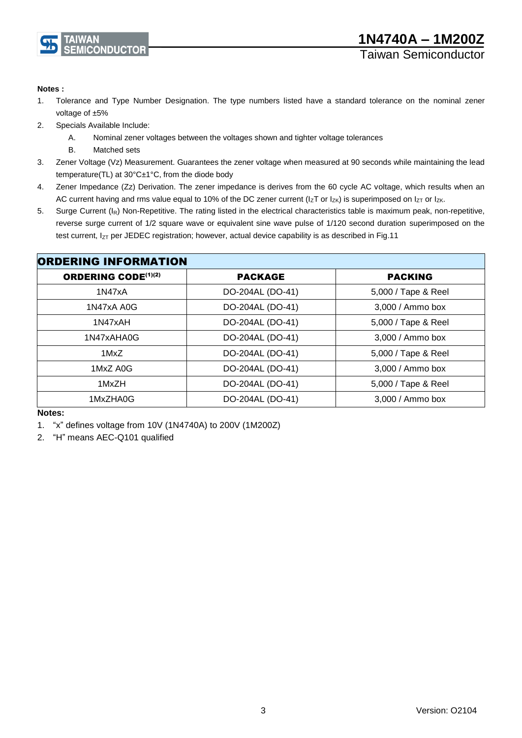**Notes :**

1. Tolerance and Type Number Designation. The type numbers listed have a standard tolerance on the nominal zener voltage of ±5%
2. Specials Available Include:
   A. Nominal zener voltages between the voltages shown and tighter voltage tolerances
   B. Matched sets
3. Zener Voltage (Vz) Measurement. Guarantees the zener voltage when measured at 90 seconds while maintaining the lead temperature(TL) at 30°C±1°C, from the diode body
4. Zener Impedance (Zz) Derivation. The zener impedance is derives from the 60 cycle AC voltage, which results when an AC current having and rms value equal to 10% of the DC zener current ($I_ZT$ or $I_{ZK}$) is superimposed on $I_{ZT}$ or $I_{ZK}$.
5. Surge Current ($I_R$) Non-Repetitive. The rating listed in the electrical characteristics table is maximum peak, non-repetitive, reverse surge current of 1/2 square wave or equivalent sine wave pulse of 1/120 second duration superimposed on the test current, $I_{ZT}$ per JEDEC registration; however, actual device capability is as described in Fig.11

## ORDERING INFORMATION

| ORDERING CODE(1)(2) | PACKAGE | PACKING |
|---|---|---|
| 1N47xA | DO-204AL (DO-41) | 5,000 / Tape & Reel |
| 1N47xA A0G | DO-204AL (DO-41) | 3,000 / Ammo box |
| 1N47xAH | DO-204AL (DO-41) | 5,000 / Tape & Reel |
| 1N47xAHA0G | DO-204AL (DO-41) | 3,000 / Ammo box |
| 1MxZ | DO-204AL (DO-41) | 5,000 / Tape & Reel |
| 1MxZ A0G | DO-204AL (DO-41) | 3,000 / Ammo box |
| 1MxZH | DO-204AL (DO-41) | 5,000 / Tape & Reel |
| 1MxZHA0G | DO-204AL (DO-41) | 3,000 / Ammo box |

**Notes:**

1. "x" defines voltage from 10V (1N4740A) to 200V (1M200Z)
2. "H" means AEC-Q101 qualified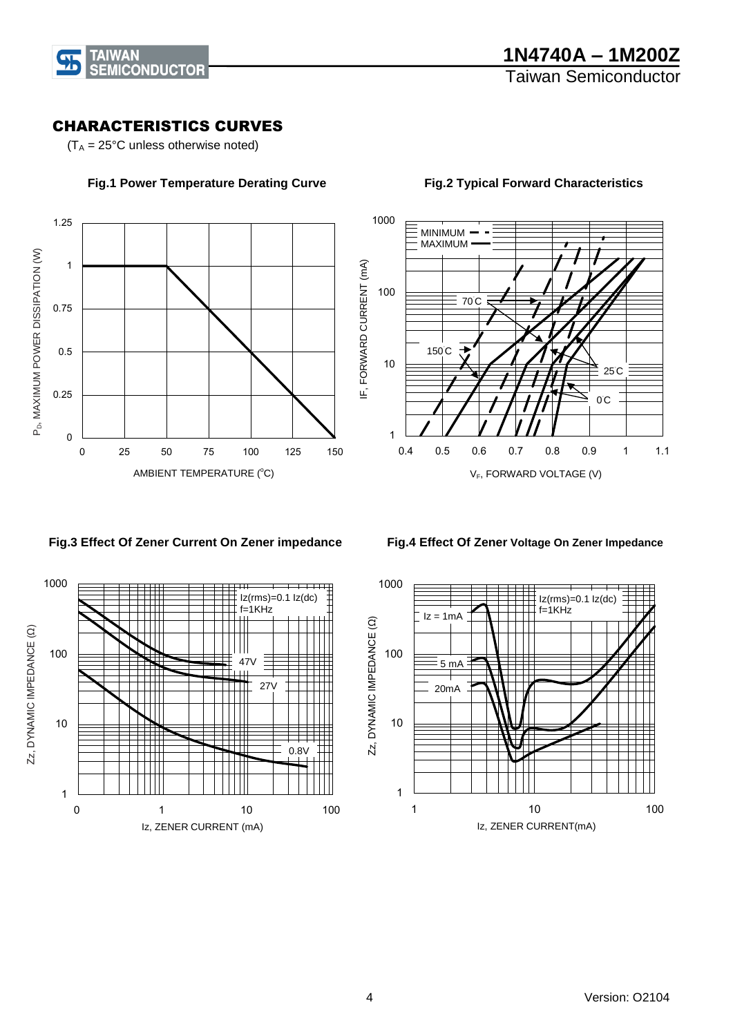## CHARACTERISTICS CURVES

($T_A$ = 25°C unless otherwise noted)

**Fig.1 Power Temperature Derating Curve**

**Fig.2 Typical Forward Characteristics**

**Fig.3 Effect Of Zener Current On Zener impedance**

**Fig.4 Effect Of Zener Voltage On Zener Impedance**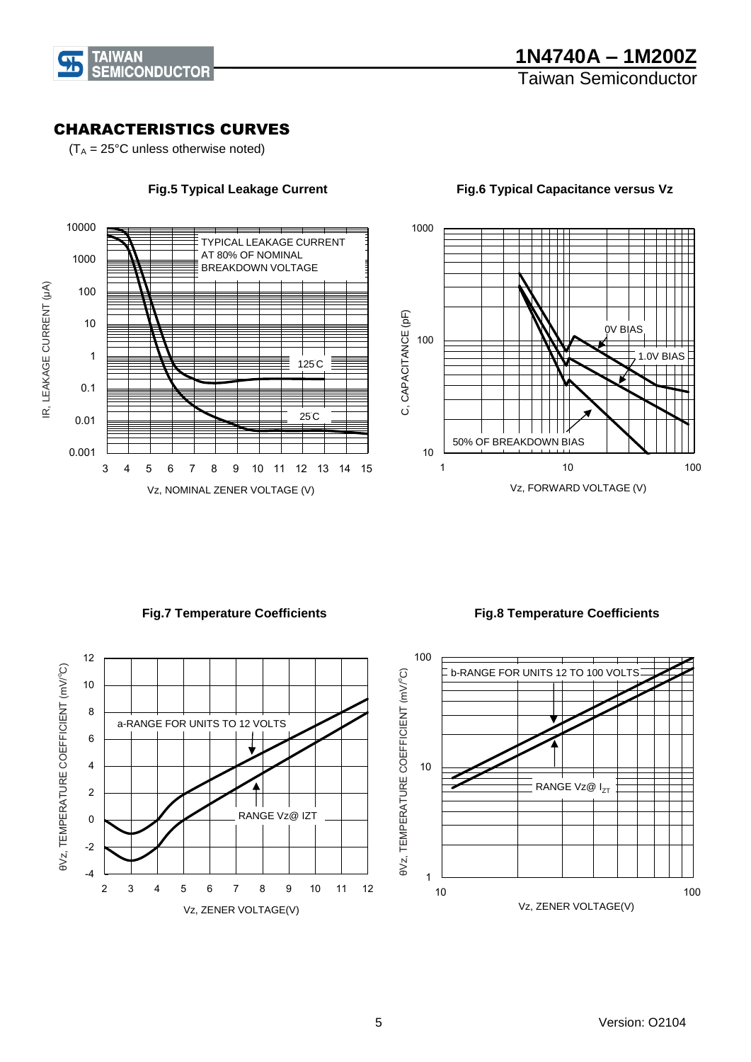## CHARACTERISTICS CURVES

($T_A$ = 25°C unless otherwise noted)

**Fig.5 Typical Leakage Current**

**Fig.6 Typical Capacitance versus Vz**

**Fig.7 Temperature Coefficients**

**Fig.8 Temperature Coefficients**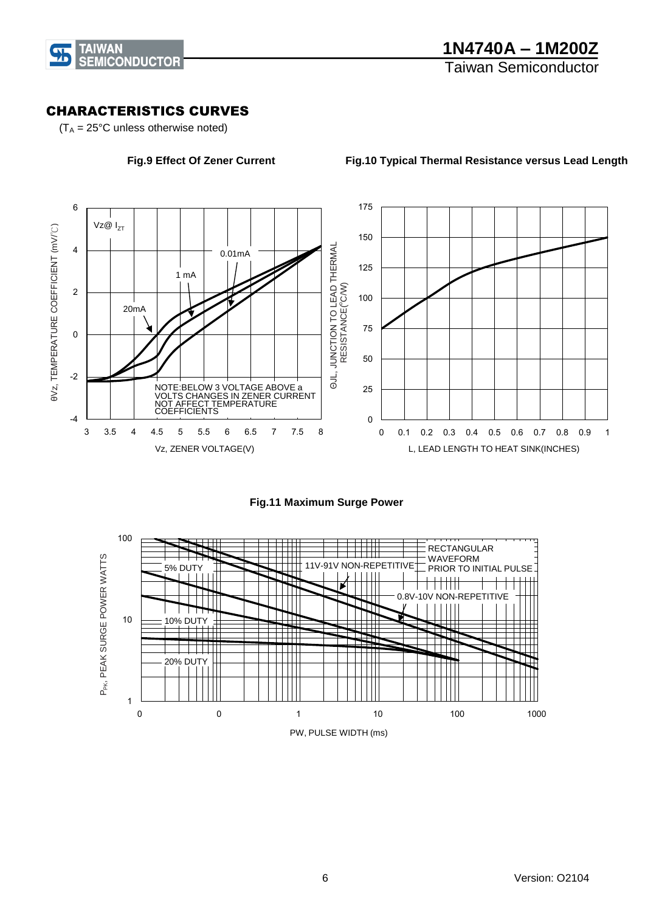## CHARACTERISTICS CURVES

($T_A$ = 25°C unless otherwise noted)

**Fig.9 Effect Of Zener Current**

Vz@ $I_{ZT}$

0.01mA

1 mA

20mA

NOTE:BELOW 3 VOLTAGE ABOVE a VOLTS CHANGES IN ZENER CURRENT NOT AFFECT TEMPERATURE COEFFICIENTS

θVz, TEMPERATURE COEFFICIENT (mV/°C)

Vz, ZENER VOLTAGE(V)

**Fig.10 Typical Thermal Resistance versus Lead Length**

ΘJL, JUNCTION TO LEAD THERMAL RESISTANCE(°C/W)

L, LEAD LENGTH TO HEAT SINK(INCHES)

**Fig.11 Maximum Surge Power**

RECTANGULAR WAVEFORM PRIOR TO INITIAL PULSE

5% DUTY

11V-91V NON-REPETITIVE

0.8V-10V NON-REPETITIVE

10% DUTY

20% DUTY

$P_{PK}$, PEAK SURGE POWER WATTS

PW, PULSE WIDTH (ms)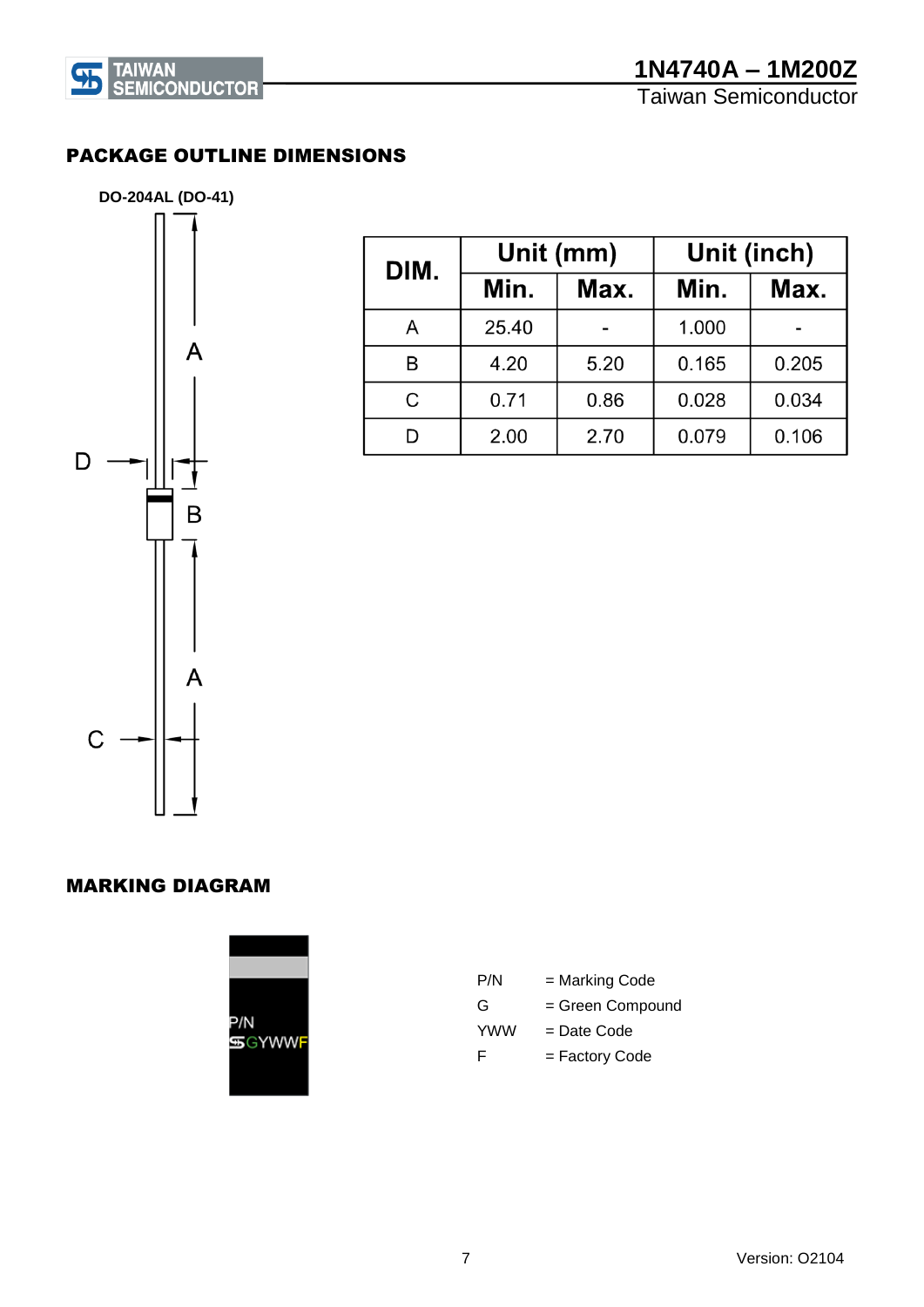## PACKAGE OUTLINE DIMENSIONS

**DO-204AL (DO-41)**

| DIM. | Unit (mm) | | Unit (inch) | |
|---|---|---|---|---|
| | Min. | Max. | Min. | Max. |
| A | 25.40 | - | 1.000 | - |
| B | 4.20 | 5.20 | 0.165 | 0.205 |
| C | 0.71 | 0.86 | 0.028 | 0.034 |
| D | 2.00 | 2.70 | 0.079 | 0.106 |

## MARKING DIAGRAM

P/N
GYWWF

| | |
|---|---|
| P/N | = Marking Code |
| G | = Green Compound |
| YWW | = Date Code |
| F | = Factory Code |

Version: O2104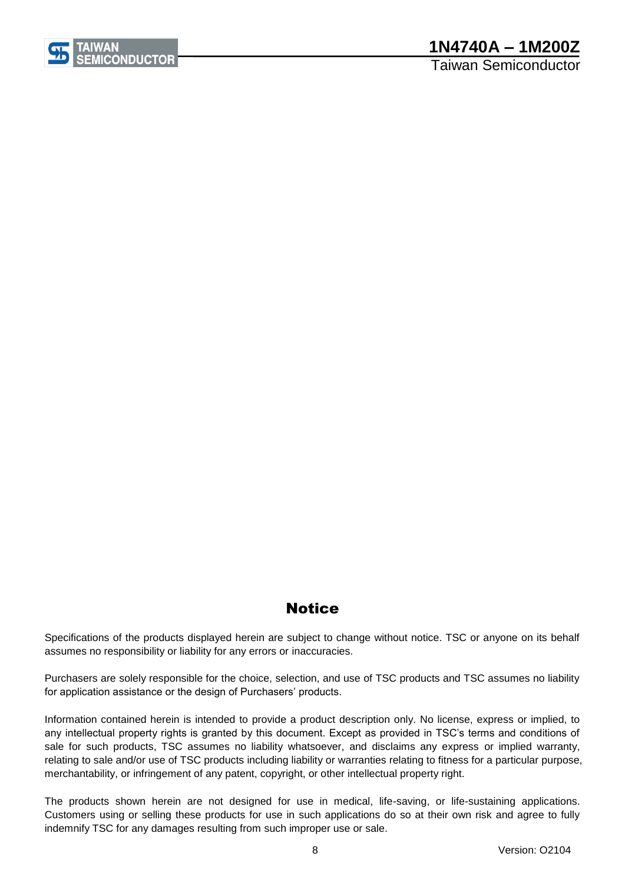## Notice

Specifications of the products displayed herein are subject to change without notice. TSC or anyone on its behalf assumes no responsibility or liability for any errors or inaccuracies.

Purchasers are solely responsible for the choice, selection, and use of TSC products and TSC assumes no liability for application assistance or the design of Purchasers' products.

Information contained herein is intended to provide a product description only. No license, express or implied, to any intellectual property rights is granted by this document. Except as provided in TSC's terms and conditions of sale for such products, TSC assumes no liability whatsoever, and disclaims any express or implied warranty, relating to sale and/or use of TSC products including liability or warranties relating to fitness for a particular purpose, merchantability, or infringement of any patent, copyright, or other intellectual property right.

The products shown herein are not designed for use in medical, life-saving, or life-sustaining applications. Customers using or selling these products for use in such applications do so at their own risk and agree to fully indemnify TSC for any damages resulting from such improper use or sale.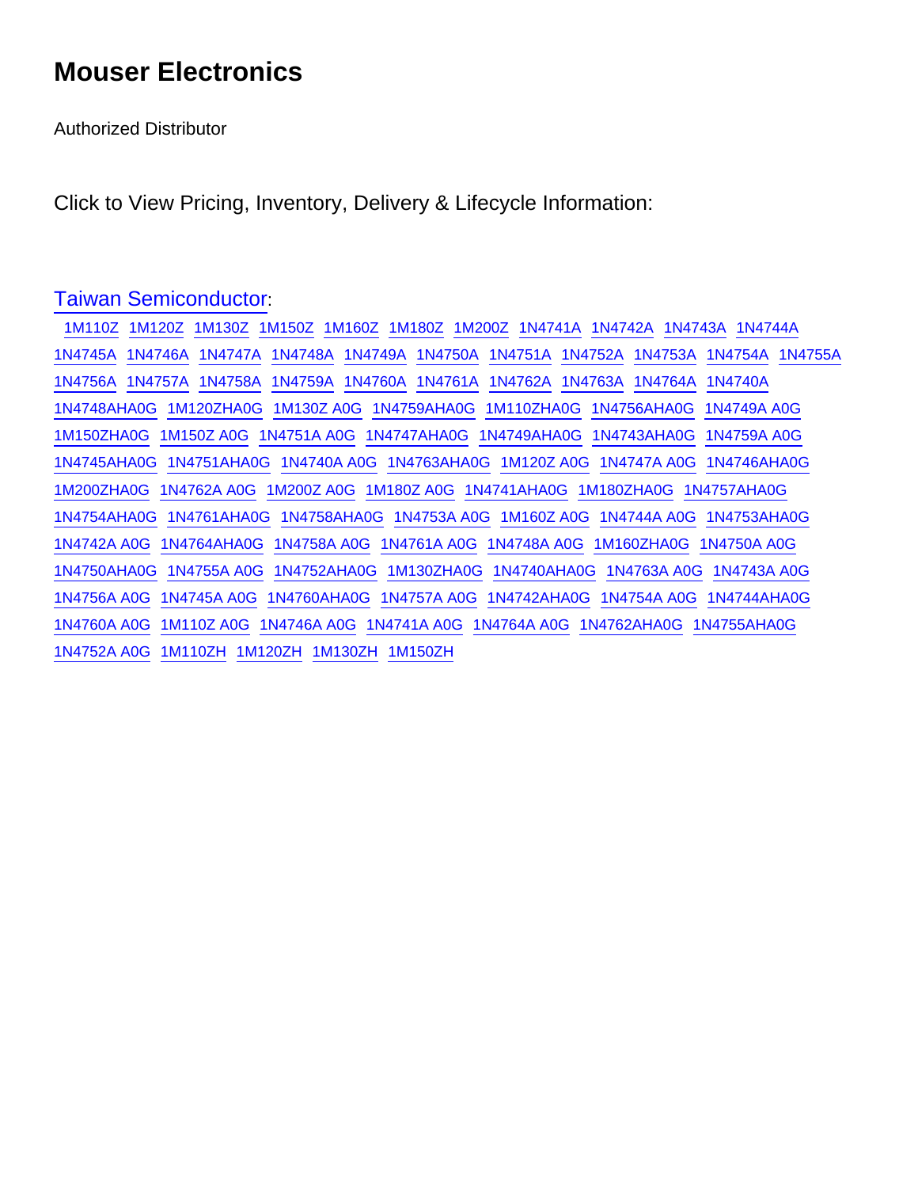# Mouser Electronics

Authorized Distributor

Click to View Pricing, Inventory, Delivery & Lifecycle Information:

Taiwan Semiconductor:

1M110Z 1M120Z 1M130Z 1M150Z 1M160Z 1M180Z 1M200Z 1N4741A 1N4742A 1N4743A 1N4744A 1N4745A 1N4746A 1N4747A 1N4748A 1N4749A 1N4750A 1N4751A 1N4752A 1N4753A 1N4754A 1N4755A 1N4756A 1N4757A 1N4758A 1N4759A 1N4760A 1N4761A 1N4762A 1N4763A 1N4764A 1N4740A 1N4748AHA0G 1M120ZHA0G 1M130Z A0G 1N4759AHA0G 1M110ZHA0G 1N4756AHA0G 1N4749A A0G 1M150ZHA0G 1M150Z A0G 1N4751A A0G 1N4747AHA0G 1N4749AHA0G 1N4743AHA0G 1N4759A A0G 1N4745AHA0G 1N4751AHA0G 1N4740A A0G 1N4763AHA0G 1M120Z A0G 1N4747A A0G 1N4746AHA0G 1M200ZHA0G 1N4762A A0G 1M200Z A0G 1M180Z A0G 1N4741AHA0G 1M180ZHA0G 1N4757AHA0G 1N4754AHA0G 1N4761AHA0G 1N4758AHA0G 1N4753A A0G 1M160Z A0G 1N4744A A0G 1N4753AHA0G 1N4742A A0G 1N4764AHA0G 1N4758A A0G 1N4761A A0G 1N4748A A0G 1M160ZHA0G 1N4750A A0G 1N4750AHA0G 1N4755A A0G 1N4752AHA0G 1M130ZHA0G 1N4740AHA0G 1N4763A A0G 1N4743A A0G 1N4756A A0G 1N4745A A0G 1N4760AHA0G 1N4757A A0G 1N4742AHA0G 1N4754A A0G 1N4744AHA0G 1N4760A A0G 1M110Z A0G 1N4746A A0G 1N4741A A0G 1N4764A A0G 1N4762AHA0G 1N4755AHA0G 1N4752A A0G 1M110ZH 1M120ZH 1M130ZH 1M150ZH